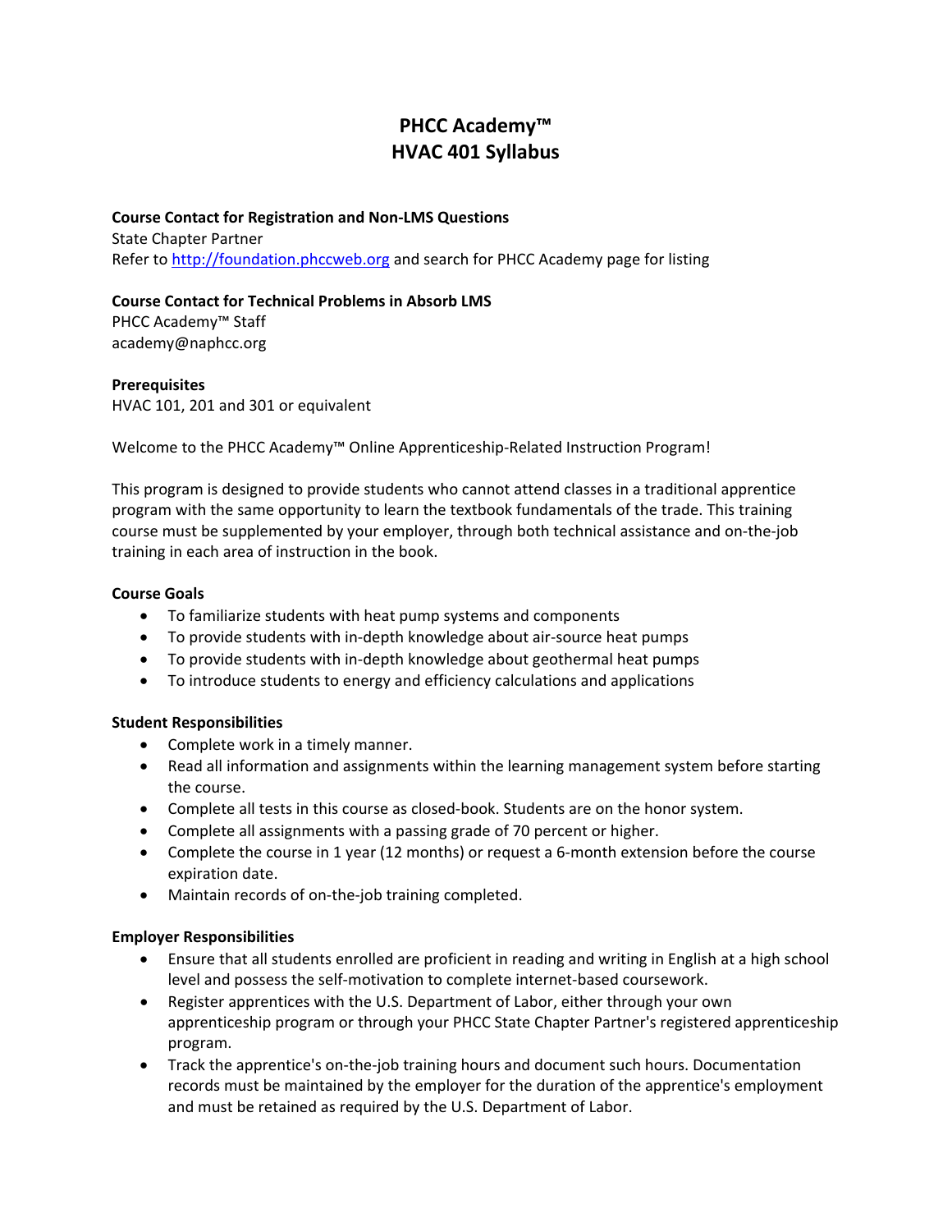# PHCC Academy™
# HVAC 401 Syllabus

**Course Contact for Registration and Non-LMS Questions**
State Chapter Partner
Refer to [http://foundation.phccweb.org](http://foundation.phccweb.org) and search for PHCC Academy page for listing

**Course Contact for Technical Problems in Absorb LMS**
PHCC Academy™ Staff
academy@naphcc.org

**Prerequisites**
HVAC 101, 201 and 301 or equivalent

Welcome to the PHCC Academy™ Online Apprenticeship-Related Instruction Program!

This program is designed to provide students who cannot attend classes in a traditional apprentice program with the same opportunity to learn the textbook fundamentals of the trade. This training course must be supplemented by your employer, through both technical assistance and on-the-job training in each area of instruction in the book.

**Course Goals**

- To familiarize students with heat pump systems and components
- To provide students with in-depth knowledge about air-source heat pumps
- To provide students with in-depth knowledge about geothermal heat pumps
- To introduce students to energy and efficiency calculations and applications

**Student Responsibilities**

- Complete work in a timely manner.
- Read all information and assignments within the learning management system before starting the course.
- Complete all tests in this course as closed-book. Students are on the honor system.
- Complete all assignments with a passing grade of 70 percent or higher.
- Complete the course in 1 year (12 months) or request a 6-month extension before the course expiration date.
- Maintain records of on-the-job training completed.

**Employer Responsibilities**

- Ensure that all students enrolled are proficient in reading and writing in English at a high school level and possess the self-motivation to complete internet-based coursework.
- Register apprentices with the U.S. Department of Labor, either through your own apprenticeship program or through your PHCC State Chapter Partner's registered apprenticeship program.
- Track the apprentice's on-the-job training hours and document such hours. Documentation records must be maintained by the employer for the duration of the apprentice's employment and must be retained as required by the U.S. Department of Labor.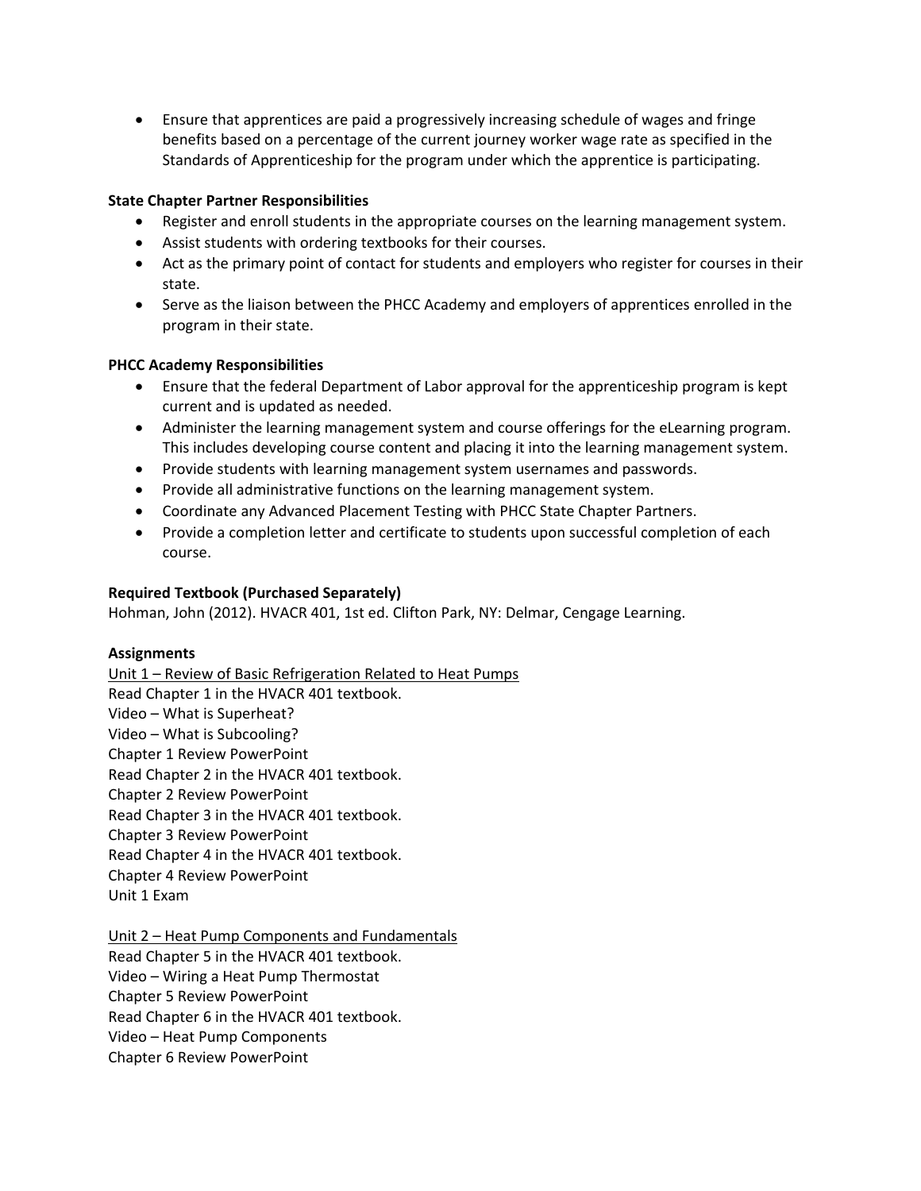- Ensure that apprentices are paid a progressively increasing schedule of wages and fringe benefits based on a percentage of the current journey worker wage rate as specified in the Standards of Apprenticeship for the program under which the apprentice is participating.

**State Chapter Partner Responsibilities**

- Register and enroll students in the appropriate courses on the learning management system.
- Assist students with ordering textbooks for their courses.
- Act as the primary point of contact for students and employers who register for courses in their state.
- Serve as the liaison between the PHCC Academy and employers of apprentices enrolled in the program in their state.

**PHCC Academy Responsibilities**

- Ensure that the federal Department of Labor approval for the apprenticeship program is kept current and is updated as needed.
- Administer the learning management system and course offerings for the eLearning program. This includes developing course content and placing it into the learning management system.
- Provide students with learning management system usernames and passwords.
- Provide all administrative functions on the learning management system.
- Coordinate any Advanced Placement Testing with PHCC State Chapter Partners.
- Provide a completion letter and certificate to students upon successful completion of each course.

**Required Textbook (Purchased Separately)**

Hohman, John (2012). HVACR 401, 1st ed. Clifton Park, NY: Delmar, Cengage Learning.

**Assignments**

<u>Unit 1 – Review of Basic Refrigeration Related to Heat Pumps</u>

Read Chapter 1 in the HVACR 401 textbook.
Video – What is Superheat?
Video – What is Subcooling?
Chapter 1 Review PowerPoint
Read Chapter 2 in the HVACR 401 textbook.
Chapter 2 Review PowerPoint
Read Chapter 3 in the HVACR 401 textbook.
Chapter 3 Review PowerPoint
Read Chapter 4 in the HVACR 401 textbook.
Chapter 4 Review PowerPoint
Unit 1 Exam

<u>Unit 2 – Heat Pump Components and Fundamentals</u>

Read Chapter 5 in the HVACR 401 textbook.
Video – Wiring a Heat Pump Thermostat
Chapter 5 Review PowerPoint
Read Chapter 6 in the HVACR 401 textbook.
Video – Heat Pump Components
Chapter 6 Review PowerPoint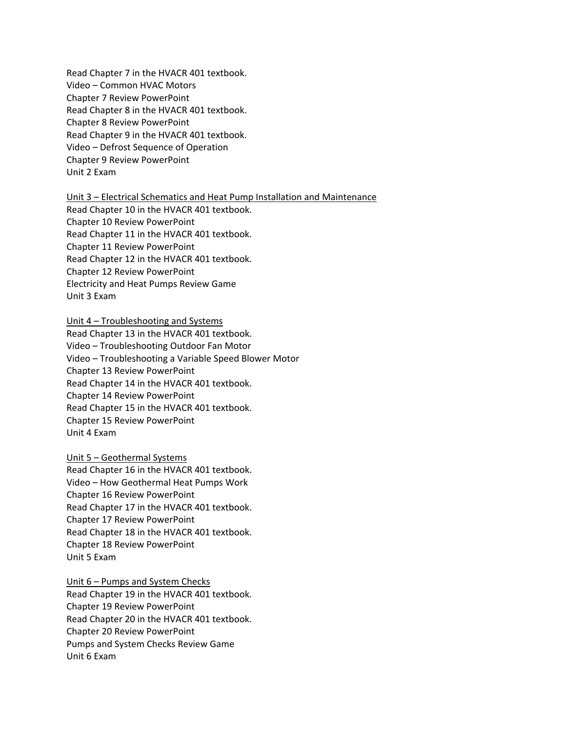Read Chapter 7 in the HVACR 401 textbook.
Video – Common HVAC Motors
Chapter 7 Review PowerPoint
Read Chapter 8 in the HVACR 401 textbook.
Chapter 8 Review PowerPoint
Read Chapter 9 in the HVACR 401 textbook.
Video – Defrost Sequence of Operation
Chapter 9 Review PowerPoint
Unit 2 Exam

<u>Unit 3 – Electrical Schematics and Heat Pump Installation and Maintenance</u>
Read Chapter 10 in the HVACR 401 textbook.
Chapter 10 Review PowerPoint
Read Chapter 11 in the HVACR 401 textbook.
Chapter 11 Review PowerPoint
Read Chapter 12 in the HVACR 401 textbook.
Chapter 12 Review PowerPoint
Electricity and Heat Pumps Review Game
Unit 3 Exam

<u>Unit 4 – Troubleshooting and Systems</u>
Read Chapter 13 in the HVACR 401 textbook.
Video – Troubleshooting Outdoor Fan Motor
Video – Troubleshooting a Variable Speed Blower Motor
Chapter 13 Review PowerPoint
Read Chapter 14 in the HVACR 401 textbook.
Chapter 14 Review PowerPoint
Read Chapter 15 in the HVACR 401 textbook.
Chapter 15 Review PowerPoint
Unit 4 Exam

<u>Unit 5 – Geothermal Systems</u>
Read Chapter 16 in the HVACR 401 textbook.
Video – How Geothermal Heat Pumps Work
Chapter 16 Review PowerPoint
Read Chapter 17 in the HVACR 401 textbook.
Chapter 17 Review PowerPoint
Read Chapter 18 in the HVACR 401 textbook.
Chapter 18 Review PowerPoint
Unit 5 Exam

<u>Unit 6 – Pumps and System Checks</u>
Read Chapter 19 in the HVACR 401 textbook.
Chapter 19 Review PowerPoint
Read Chapter 20 in the HVACR 401 textbook.
Chapter 20 Review PowerPoint
Pumps and System Checks Review Game
Unit 6 Exam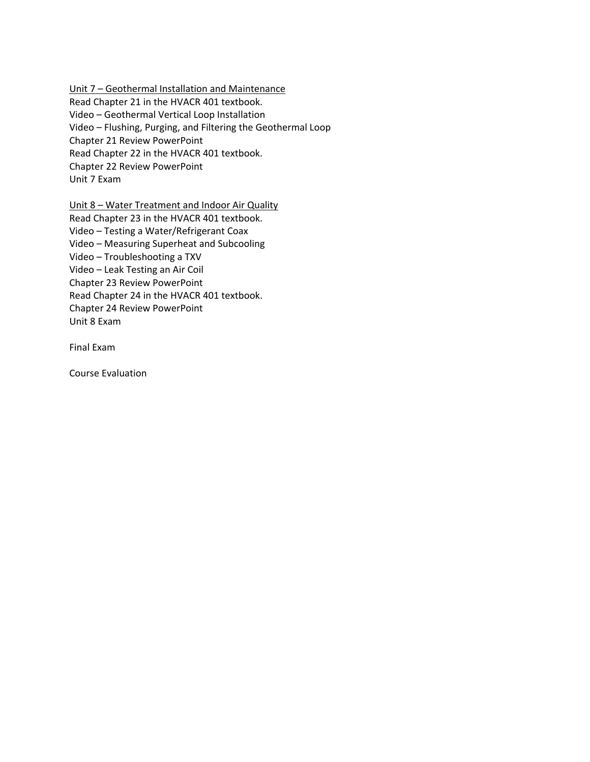<u>Unit 7 – Geothermal Installation and Maintenance</u>
Read Chapter 21 in the HVACR 401 textbook.
Video – Geothermal Vertical Loop Installation
Video – Flushing, Purging, and Filtering the Geothermal Loop
Chapter 21 Review PowerPoint
Read Chapter 22 in the HVACR 401 textbook.
Chapter 22 Review PowerPoint
Unit 7 Exam

<u>Unit 8 – Water Treatment and Indoor Air Quality</u>
Read Chapter 23 in the HVACR 401 textbook.
Video – Testing a Water/Refrigerant Coax
Video – Measuring Superheat and Subcooling
Video – Troubleshooting a TXV
Video – Leak Testing an Air Coil
Chapter 23 Review PowerPoint
Read Chapter 24 in the HVACR 401 textbook.
Chapter 24 Review PowerPoint
Unit 8 Exam

Final Exam

Course Evaluation